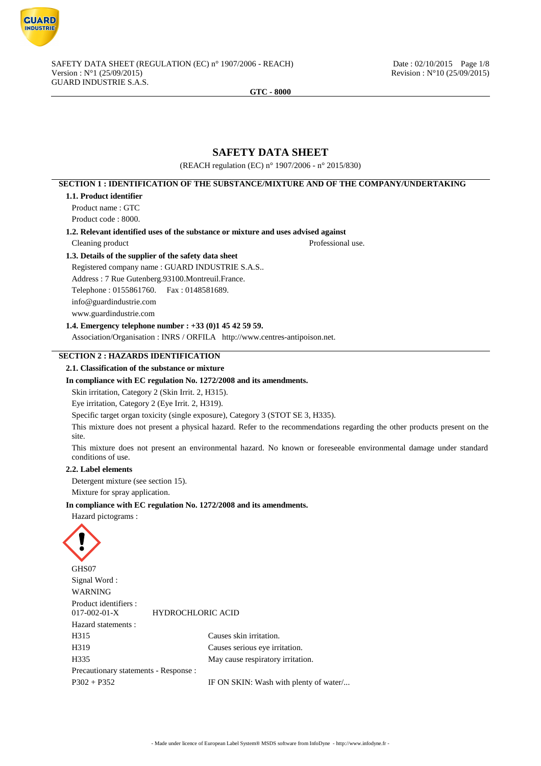# SAFETY DATA SHEET

(REACH regulation (EC) n° 1907/2006 - n° 2015/830)

## SECTION 1 : IDENTIFICATION OF THE SUBSTANCE/MIXTURE AND OF THE COMPANY/UNDERTAKING

### 1.1. Product identifier

Product name : GTC

Product code : 8000.

### 1.2. Relevant identified uses of the substance or mixture and uses advised against

Cleaning product — Professional use.

### 1.3. Details of the supplier of the safety data sheet

Registered company name : GUARD INDUSTRIE S.A.S..

Address : 7 Rue Gutenberg.93100.Montreuil.France.

Telephone : 0155861760. Fax : 0148581689.

info@guardindustrie.com

www.guardindustrie.com

### 1.4. Emergency telephone number : +33 (0)1 45 42 59 59.

Association/Organisation : INRS / ORFILA http://www.centres-antipoison.net.

## SECTION 2 : HAZARDS IDENTIFICATION

### 2.1. Classification of the substance or mixture

**In compliance with EC regulation No. 1272/2008 and its amendments.**

Skin irritation, Category 2 (Skin Irrit. 2, H315).

Eye irritation, Category 2 (Eye Irrit. 2, H319).

Specific target organ toxicity (single exposure), Category 3 (STOT SE 3, H335).

This mixture does not present a physical hazard. Refer to the recommendations regarding the other products present on the site.

This mixture does not present an environmental hazard. No known or foreseeable environmental damage under standard conditions of use.

### 2.2. Label elements

Detergent mixture (see section 15).

Mixture for spray application.

**In compliance with EC regulation No. 1272/2008 and its amendments.**

Hazard pictograms :

GHS07

Signal Word :

WARNING

Product identifiers :

017-002-01-X HYDROCHLORIC ACID

Hazard statements :

| | |
|---|---|
| H315 | Causes skin irritation. |
| H319 | Causes serious eye irritation. |
| H335 | May cause respiratory irritation. |

Precautionary statements - Response :

| | |
|---|---|
| P302 + P352 | IF ON SKIN: Wash with plenty of water/... |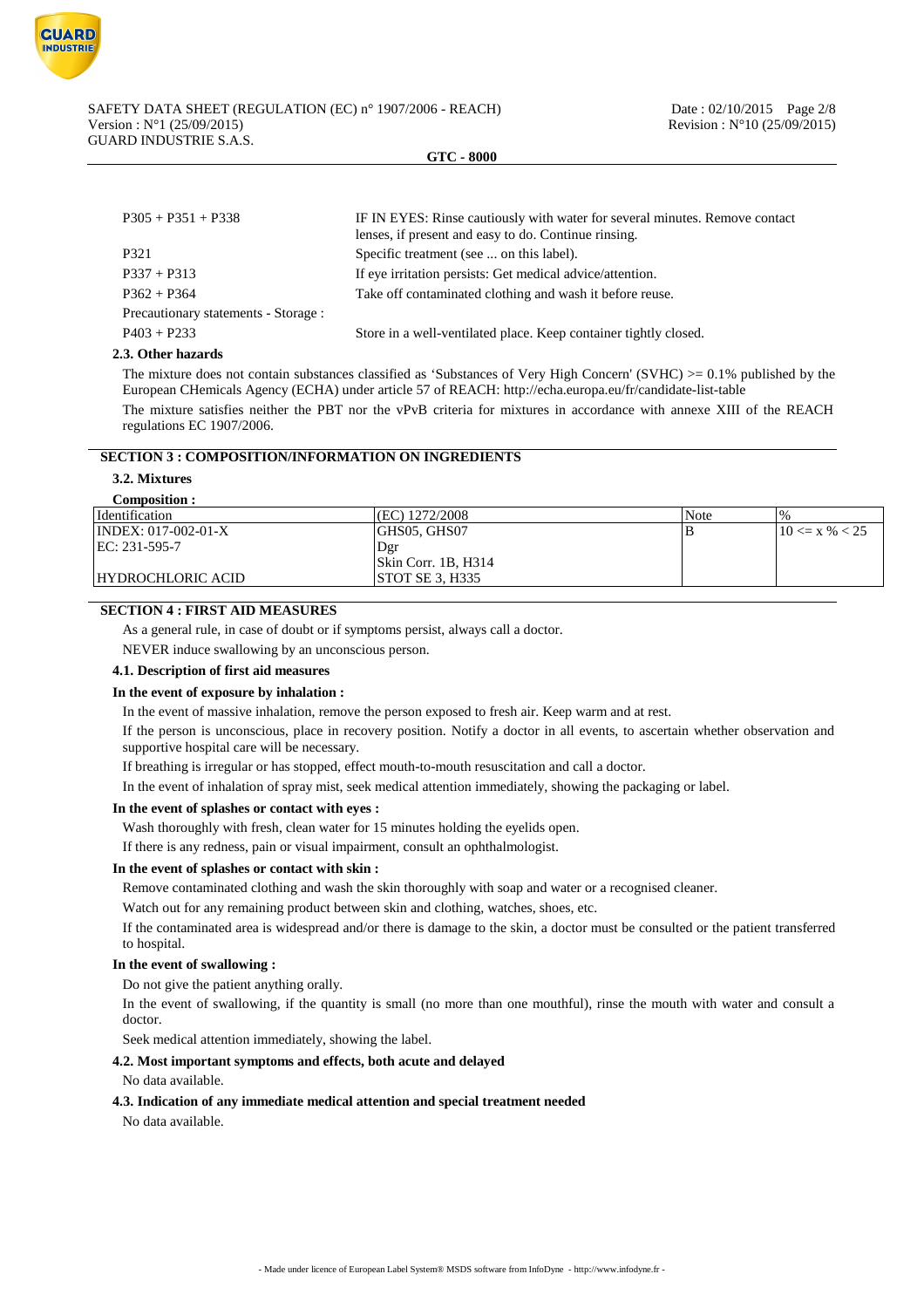| | |
|---|---|
| P305 + P351 + P338 | IF IN EYES: Rinse cautiously with water for several minutes. Remove contact lenses, if present and easy to do. Continue rinsing. |
| P321 | Specific treatment (see ... on this label). |
| P337 + P313 | If eye irritation persists: Get medical advice/attention. |
| P362 + P364 | Take off contaminated clothing and wash it before reuse. |
| Precautionary statements - Storage : | |
| P403 + P233 | Store in a well-ventilated place. Keep container tightly closed. |

### 2.3. Other hazards

The mixture does not contain substances classified as 'Substances of Very High Concern' (SVHC) >= 0.1% published by the European CHemicals Agency (ECHA) under article 57 of REACH: http://echa.europa.eu/fr/candidate-list-table

The mixture satisfies neither the PBT nor the vPvB criteria for mixtures in accordance with annexe XIII of the REACH regulations EC 1907/2006.

## SECTION 3 : COMPOSITION/INFORMATION ON INGREDIENTS

### 3.2. Mixtures

**Composition :**

| Identification | (EC) 1272/2008 | Note | % |
|---|---|---|---|
| INDEX: 017-002-01-X<br>EC: 231-595-7<br><br>HYDROCHLORIC ACID | GHS05, GHS07<br>Dgr<br>Skin Corr. 1B, H314<br>STOT SE 3, H335 | B | 10 <= x % < 25 |

## SECTION 4 : FIRST AID MEASURES

As a general rule, in case of doubt or if symptoms persist, always call a doctor.

NEVER induce swallowing by an unconscious person.

### 4.1. Description of first aid measures

**In the event of exposure by inhalation :**

In the event of massive inhalation, remove the person exposed to fresh air. Keep warm and at rest.

If the person is unconscious, place in recovery position. Notify a doctor in all events, to ascertain whether observation and supportive hospital care will be necessary.

If breathing is irregular or has stopped, effect mouth-to-mouth resuscitation and call a doctor.

In the event of inhalation of spray mist, seek medical attention immediately, showing the packaging or label.

**In the event of splashes or contact with eyes :**

Wash thoroughly with fresh, clean water for 15 minutes holding the eyelids open.

If there is any redness, pain or visual impairment, consult an ophthalmologist.

**In the event of splashes or contact with skin :**

Remove contaminated clothing and wash the skin thoroughly with soap and water or a recognised cleaner.

Watch out for any remaining product between skin and clothing, watches, shoes, etc.

If the contaminated area is widespread and/or there is damage to the skin, a doctor must be consulted or the patient transferred to hospital.

**In the event of swallowing :**

Do not give the patient anything orally.

In the event of swallowing, if the quantity is small (no more than one mouthful), rinse the mouth with water and consult a doctor.

Seek medical attention immediately, showing the label.

### 4.2. Most important symptoms and effects, both acute and delayed

No data available.

### 4.3. Indication of any immediate medical attention and special treatment needed

No data available.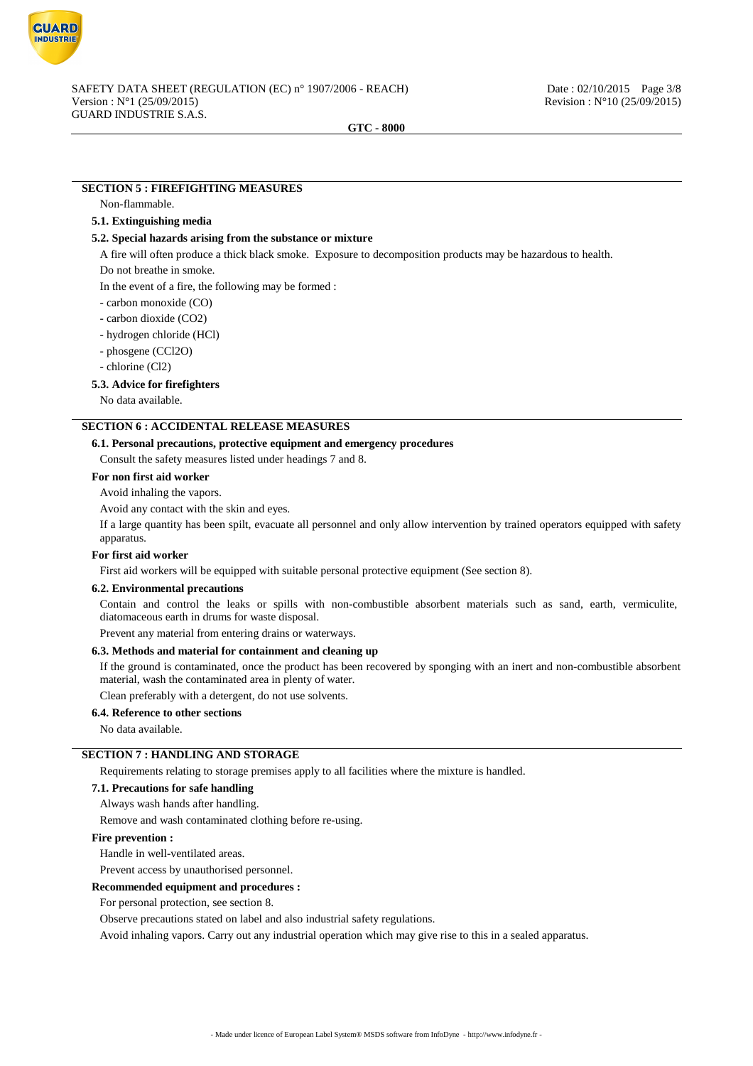## SECTION 5 : FIREFIGHTING MEASURES

Non-flammable.

### 5.1. Extinguishing media

### 5.2. Special hazards arising from the substance or mixture

A fire will often produce a thick black smoke. Exposure to decomposition products may be hazardous to health.

Do not breathe in smoke.

In the event of a fire, the following may be formed :

- carbon monoxide (CO)
- carbon dioxide ($CO_2$)
- hydrogen chloride (HCl)
- phosgene ($CCl_2O$)
- chlorine ($Cl_2$)

### 5.3. Advice for firefighters

No data available.

## SECTION 6 : ACCIDENTAL RELEASE MEASURES

### 6.1. Personal precautions, protective equipment and emergency procedures

Consult the safety measures listed under headings 7 and 8.

**For non first aid worker**

Avoid inhaling the vapors.

Avoid any contact with the skin and eyes.

If a large quantity has been spilt, evacuate all personnel and only allow intervention by trained operators equipped with safety apparatus.

**For first aid worker**

First aid workers will be equipped with suitable personal protective equipment (See section 8).

### 6.2. Environmental precautions

Contain and control the leaks or spills with non-combustible absorbent materials such as sand, earth, vermiculite, diatomaceous earth in drums for waste disposal.

Prevent any material from entering drains or waterways.

### 6.3. Methods and material for containment and cleaning up

If the ground is contaminated, once the product has been recovered by sponging with an inert and non-combustible absorbent material, wash the contaminated area in plenty of water.

Clean preferably with a detergent, do not use solvents.

### 6.4. Reference to other sections

No data available.

## SECTION 7 : HANDLING AND STORAGE

Requirements relating to storage premises apply to all facilities where the mixture is handled.

### 7.1. Precautions for safe handling

Always wash hands after handling.

Remove and wash contaminated clothing before re-using.

**Fire prevention :**

Handle in well-ventilated areas.

Prevent access by unauthorised personnel.

**Recommended equipment and procedures :**

For personal protection, see section 8.

Observe precautions stated on label and also industrial safety regulations.

Avoid inhaling vapors. Carry out any industrial operation which may give rise to this in a sealed apparatus.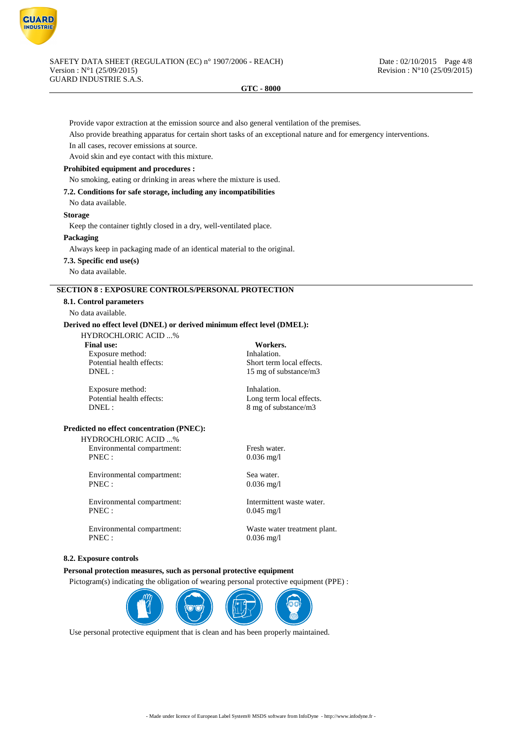Provide vapor extraction at the emission source and also general ventilation of the premises.

Also provide breathing apparatus for certain short tasks of an exceptional nature and for emergency interventions.

In all cases, recover emissions at source.

Avoid skin and eye contact with this mixture.

**Prohibited equipment and procedures :**

No smoking, eating or drinking in areas where the mixture is used.

### 7.2. Conditions for safe storage, including any incompatibilities

No data available.

**Storage**

Keep the container tightly closed in a dry, well-ventilated place.

**Packaging**

Always keep in packaging made of an identical material to the original.

### 7.3. Specific end use(s)

No data available.

## SECTION 8 : EXPOSURE CONTROLS/PERSONAL PROTECTION

### 8.1. Control parameters

No data available.

**Derived no effect level (DNEL) or derived minimum effect level (DMEL):**

HYDROCHLORIC ACID ...%

| **Final use:** | **Workers.** |
|---|---|
| Exposure method: | Inhalation. |
| Potential health effects: | Short term local effects. |
| DNEL : | 15 mg of substance/m3 |
| | |
| Exposure method: | Inhalation. |
| Potential health effects: | Long term local effects. |
| DNEL : | 8 mg of substance/m3 |

**Predicted no effect concentration (PNEC):**

HYDROCHLORIC ACID ...%

| | |
|---|---|
| Environmental compartment: | Fresh water. |
| PNEC : | 0.036 mg/l |
| | |
| Environmental compartment: | Sea water. |
| PNEC : | 0.036 mg/l |
| | |
| Environmental compartment: | Intermittent waste water. |
| PNEC : | 0.045 mg/l |
| | |
| Environmental compartment: | Waste water treatment plant. |
| PNEC : | 0.036 mg/l |

### 8.2. Exposure controls

**Personal protection measures, such as personal protective equipment**

Pictogram(s) indicating the obligation of wearing personal protective equipment (PPE) :

Use personal protective equipment that is clean and has been properly maintained.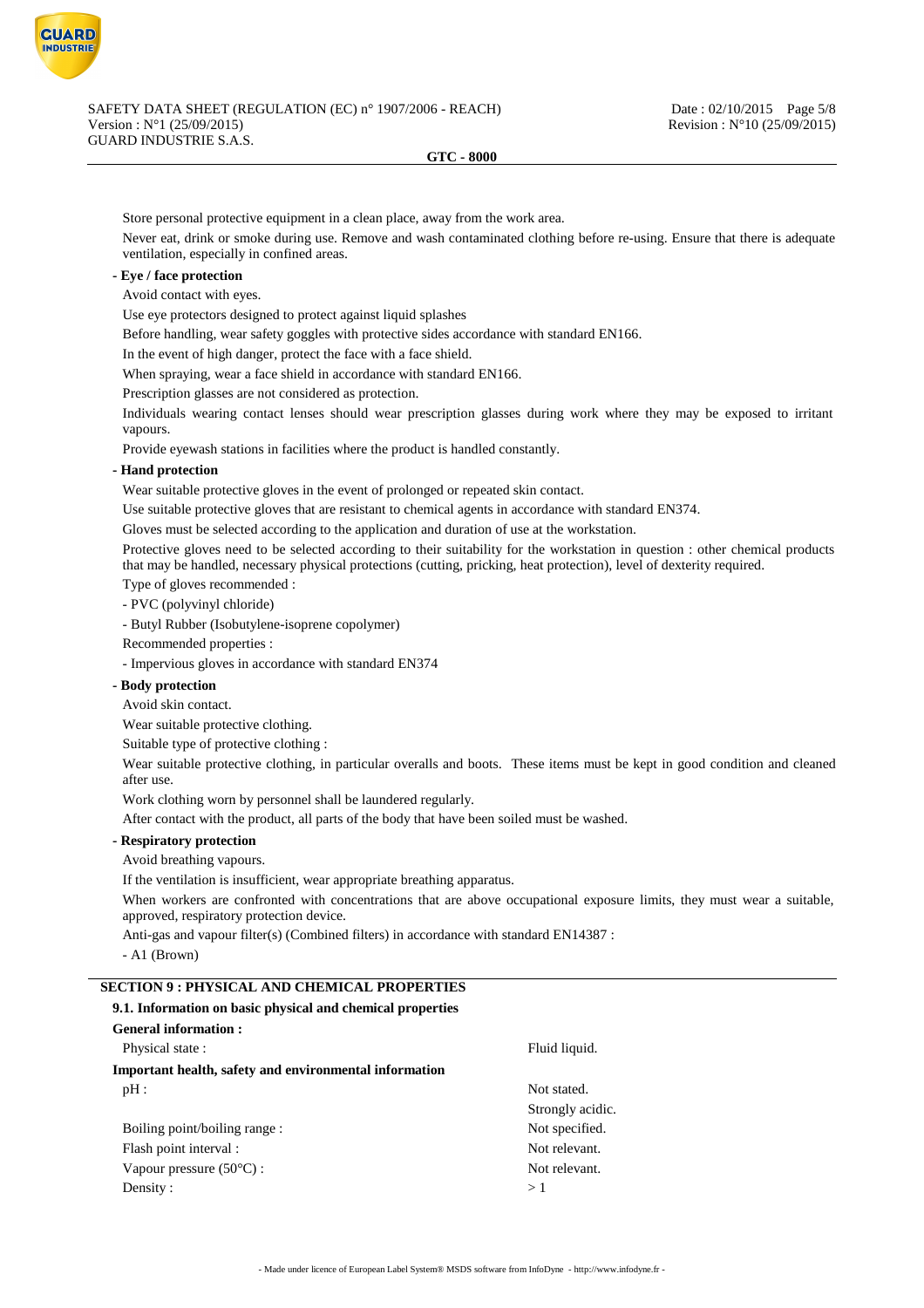Store personal protective equipment in a clean place, away from the work area.

Never eat, drink or smoke during use. Remove and wash contaminated clothing before re-using. Ensure that there is adequate ventilation, especially in confined areas.

**- Eye / face protection**

Avoid contact with eyes.

Use eye protectors designed to protect against liquid splashes

Before handling, wear safety goggles with protective sides accordance with standard EN166.

In the event of high danger, protect the face with a face shield.

When spraying, wear a face shield in accordance with standard EN166.

Prescription glasses are not considered as protection.

Individuals wearing contact lenses should wear prescription glasses during work where they may be exposed to irritant vapours.

Provide eyewash stations in facilities where the product is handled constantly.

**- Hand protection**

Wear suitable protective gloves in the event of prolonged or repeated skin contact.

Use suitable protective gloves that are resistant to chemical agents in accordance with standard EN374.

Gloves must be selected according to the application and duration of use at the workstation.

Protective gloves need to be selected according to their suitability for the workstation in question : other chemical products that may be handled, necessary physical protections (cutting, pricking, heat protection), level of dexterity required.

Type of gloves recommended :

- PVC (polyvinyl chloride)
- Butyl Rubber (Isobutylene-isoprene copolymer)

Recommended properties :

- Impervious gloves in accordance with standard EN374

**- Body protection**

Avoid skin contact.

Wear suitable protective clothing.

Suitable type of protective clothing :

Wear suitable protective clothing, in particular overalls and boots. These items must be kept in good condition and cleaned after use.

Work clothing worn by personnel shall be laundered regularly.

After contact with the product, all parts of the body that have been soiled must be washed.

**- Respiratory protection**

Avoid breathing vapours.

If the ventilation is insufficient, wear appropriate breathing apparatus.

When workers are confronted with concentrations that are above occupational exposure limits, they must wear a suitable, approved, respiratory protection device.

Anti-gas and vapour filter(s) (Combined filters) in accordance with standard EN14387 :

- A1 (Brown)

## SECTION 9 : PHYSICAL AND CHEMICAL PROPERTIES

### 9.1. Information on basic physical and chemical properties

**General information :**

| | |
|---|---|
| Physical state : | Fluid liquid. |

**Important health, safety and environmental information**

| | |
|---|---|
| pH : | Not stated. |
| | Strongly acidic. |
| Boiling point/boiling range : | Not specified. |
| Flash point interval : | Not relevant. |
| Vapour pressure (50°C) : | Not relevant. |
| Density : | > 1 |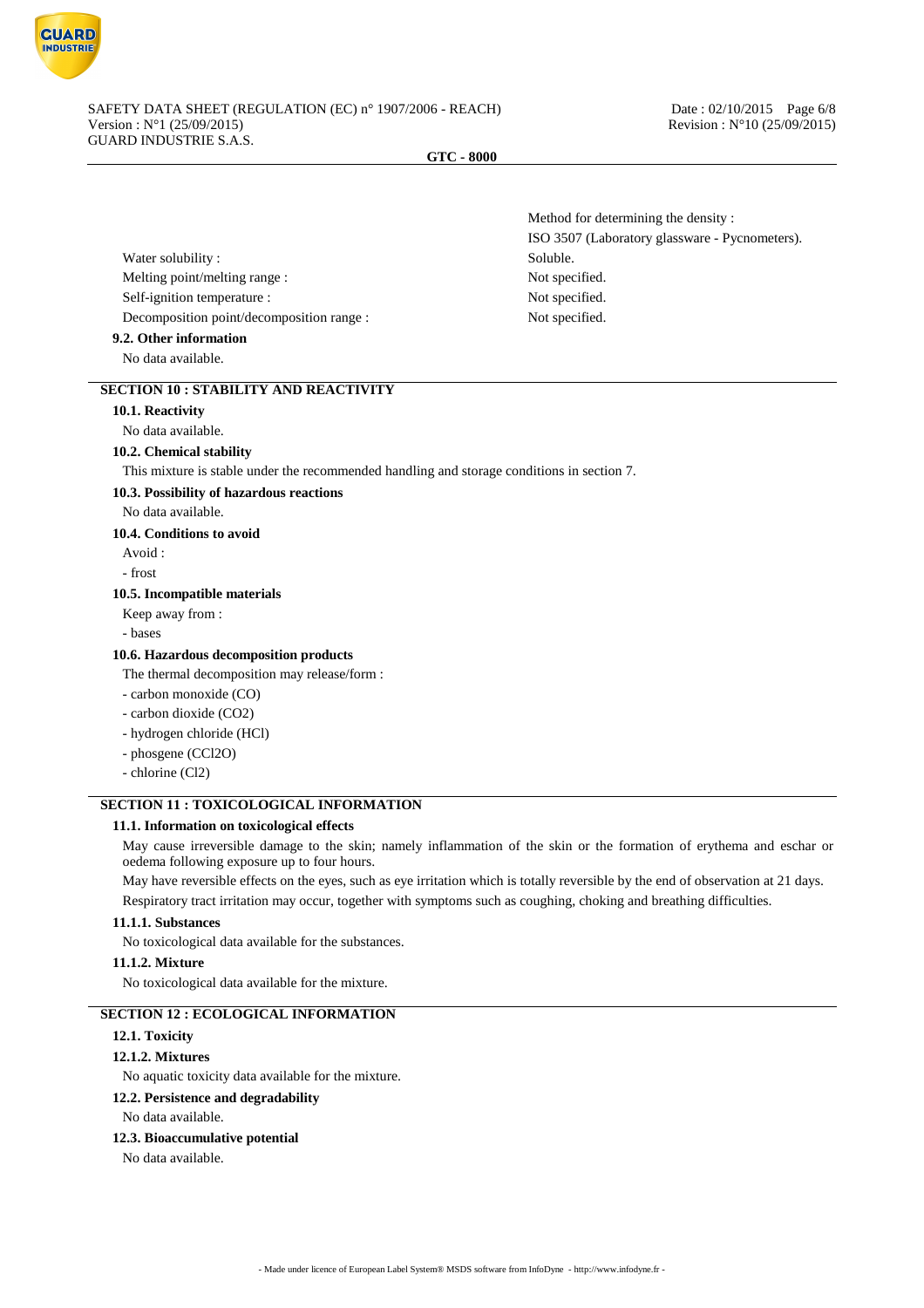Method for determining the density : ISO 3507 (Laboratory glassware - Pycnometers).

| | |
|---|---|
| Water solubility : | Soluble. |
| Melting point/melting range : | Not specified. |
| Self-ignition temperature : | Not specified. |
| Decomposition point/decomposition range : | Not specified. |

### 9.2. Other information

No data available.

## SECTION 10 : STABILITY AND REACTIVITY

### 10.1. Reactivity

No data available.

### 10.2. Chemical stability

This mixture is stable under the recommended handling and storage conditions in section 7.

### 10.3. Possibility of hazardous reactions

No data available.

### 10.4. Conditions to avoid

Avoid :

- frost

### 10.5. Incompatible materials

Keep away from :

- bases

### 10.6. Hazardous decomposition products

The thermal decomposition may release/form :

- carbon monoxide (CO)
- carbon dioxide ($CO_2$)
- hydrogen chloride (HCl)
- phosgene ($CCl_2O$)
- chlorine ($Cl_2$)

## SECTION 11 : TOXICOLOGICAL INFORMATION

### 11.1. Information on toxicological effects

May cause irreversible damage to the skin; namely inflammation of the skin or the formation of erythema and eschar or oedema following exposure up to four hours.

May have reversible effects on the eyes, such as eye irritation which is totally reversible by the end of observation at 21 days.

Respiratory tract irritation may occur, together with symptoms such as coughing, choking and breathing difficulties.

#### 11.1.1. Substances

No toxicological data available for the substances.

#### 11.1.2. Mixture

No toxicological data available for the mixture.

## SECTION 12 : ECOLOGICAL INFORMATION

### 12.1. Toxicity

#### 12.1.2. Mixtures

No aquatic toxicity data available for the mixture.

### 12.2. Persistence and degradability

No data available.

### 12.3. Bioaccumulative potential

No data available.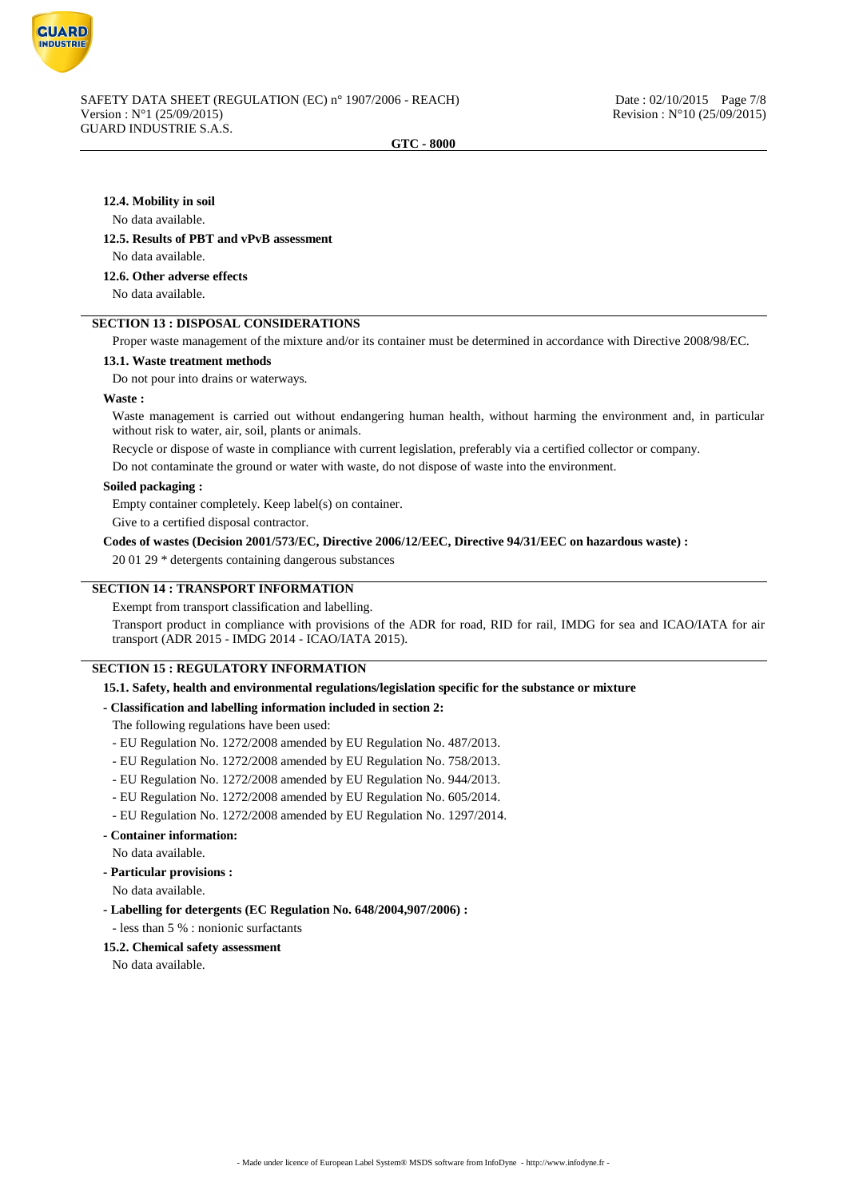#### 12.4. Mobility in soil

No data available.

#### 12.5. Results of PBT and vPvB assessment

No data available.

#### 12.6. Other adverse effects

No data available.

## SECTION 13 : DISPOSAL CONSIDERATIONS

Proper waste management of the mixture and/or its container must be determined in accordance with Directive 2008/98/EC.

#### 13.1. Waste treatment methods

Do not pour into drains or waterways.

**Waste :**

Waste management is carried out without endangering human health, without harming the environment and, in particular without risk to water, air, soil, plants or animals.

Recycle or dispose of waste in compliance with current legislation, preferably via a certified collector or company.

Do not contaminate the ground or water with waste, do not dispose of waste into the environment.

**Soiled packaging :**

Empty container completely. Keep label(s) on container.

Give to a certified disposal contractor.

**Codes of wastes (Decision 2001/573/EC, Directive 2006/12/EEC, Directive 94/31/EEC on hazardous waste) :**

20 01 29 * detergents containing dangerous substances

## SECTION 14 : TRANSPORT INFORMATION

Exempt from transport classification and labelling.

Transport product in compliance with provisions of the ADR for road, RID for rail, IMDG for sea and ICAO/IATA for air transport (ADR 2015 - IMDG 2014 - ICAO/IATA 2015).

## SECTION 15 : REGULATORY INFORMATION

#### 15.1. Safety, health and environmental regulations/legislation specific for the substance or mixture

**- Classification and labelling information included in section 2:**

The following regulations have been used:

- EU Regulation No. 1272/2008 amended by EU Regulation No. 487/2013.
- EU Regulation No. 1272/2008 amended by EU Regulation No. 758/2013.
- EU Regulation No. 1272/2008 amended by EU Regulation No. 944/2013.
- EU Regulation No. 1272/2008 amended by EU Regulation No. 605/2014.
- EU Regulation No. 1272/2008 amended by EU Regulation No. 1297/2014.

**- Container information:**

No data available.

**- Particular provisions :**

No data available.

**- Labelling for detergents (EC Regulation No. 648/2004,907/2006) :**

- less than 5 % : nonionic surfactants

#### 15.2. Chemical safety assessment

No data available.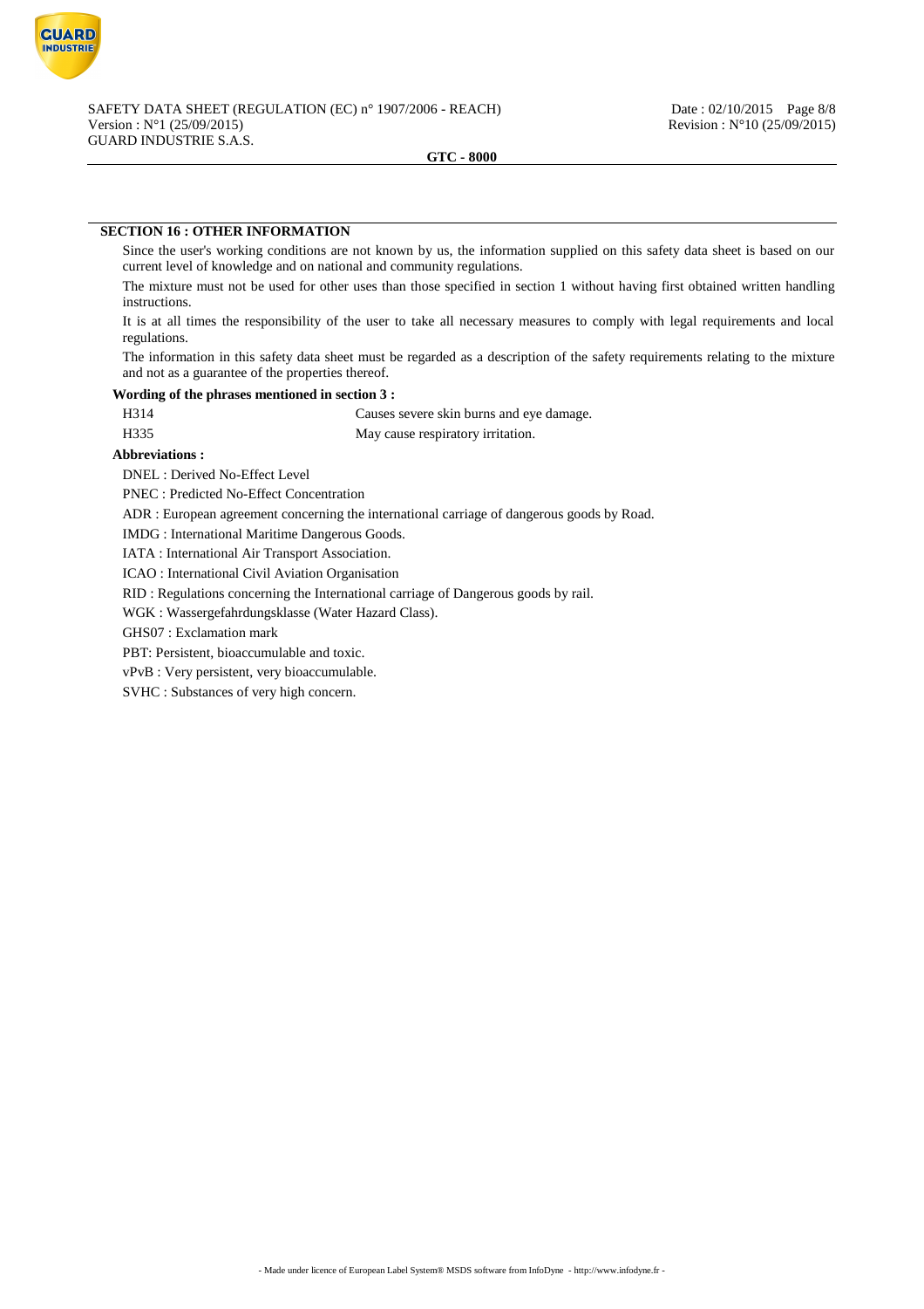## SECTION 16 : OTHER INFORMATION

Since the user's working conditions are not known by us, the information supplied on this safety data sheet is based on our current level of knowledge and on national and community regulations.

The mixture must not be used for other uses than those specified in section 1 without having first obtained written handling instructions.

It is at all times the responsibility of the user to take all necessary measures to comply with legal requirements and local regulations.

The information in this safety data sheet must be regarded as a description of the safety requirements relating to the mixture and not as a guarantee of the properties thereof.

**Wording of the phrases mentioned in section 3 :**

| | |
|---|---|
| H314 | Causes severe skin burns and eye damage. |
| H335 | May cause respiratory irritation. |

**Abbreviations :**

DNEL : Derived No-Effect Level

PNEC : Predicted No-Effect Concentration

ADR : European agreement concerning the international carriage of dangerous goods by Road.

IMDG : International Maritime Dangerous Goods.

IATA : International Air Transport Association.

ICAO : International Civil Aviation Organisation

RID : Regulations concerning the International carriage of Dangerous goods by rail.

WGK : Wassergefahrdungsklasse (Water Hazard Class).

GHS07 : Exclamation mark

PBT: Persistent, bioaccumulable and toxic.

vPvB : Very persistent, very bioaccumulable.

SVHC : Substances of very high concern.